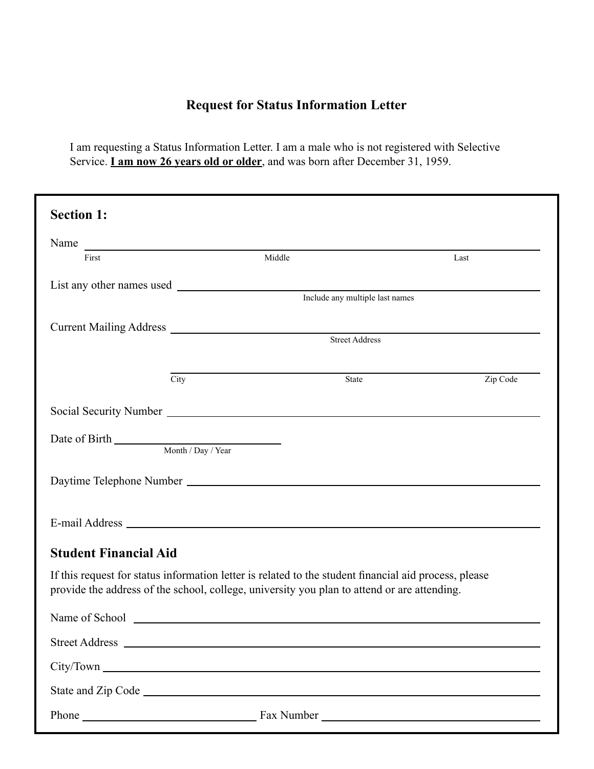# Request for Status Information Letter

I am requesting a Status Information Letter. I am a male who is not registered with Selective Service. **I am now 26 years old or older**, and was born after December 31, 1959.

## Section 1:

Name ______________________________________________
First Middle Last

List any other names used ______________________________________________
Include any multiple last names

Current Mailing Address ______________________________________________
Street Address

______________________________________________
City State Zip Code

Social Security Number ______________________________________________

Date of Birth ______________________
Month / Day / Year

Daytime Telephone Number ______________________________________________

E-mail Address ______________________________________________

## Student Financial Aid

If this request for status information letter is related to the student financial aid process, please provide the address of the school, college, university you plan to attend or are attending.

Name of School ______________________________________________

Street Address ______________________________________________

City/Town ______________________________________________

State and Zip Code ______________________________________________

Phone ______________________ Fax Number ______________________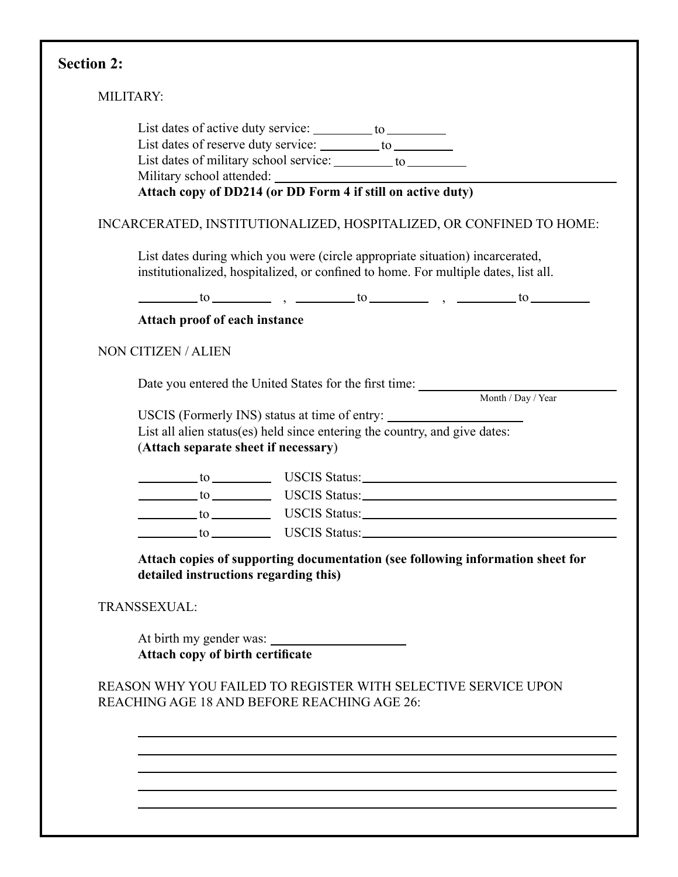## Section 2:

MILITARY:

List dates of active duty service: _________ to _________
List dates of reserve duty service: _________ to _________
List dates of military school service: _________ to _________
Military school attended: ______________________________________________
**Attach copy of DD214 (or DD Form 4 if still on active duty)**

INCARCERATED, INSTITUTIONALIZED, HOSPITALIZED, OR CONFINED TO HOME:

List dates during which you were (circle appropriate situation) incarcerated, institutionalized, hospitalized, or confined to home. For multiple dates, list all.

_________ to _________ , _________ to _________ , _________ to _________

**Attach proof of each instance**

NON CITIZEN / ALIEN

Date you entered the United States for the first time: ______________________
Month / Day / Year

USCIS (Formerly INS) status at time of entry: ____________________
List all alien status(es) held since entering the country, and give dates:
(**Attach separate sheet if necessary**)

_________ to _________ USCIS Status: ______________________________
_________ to _________ USCIS Status: ______________________________
_________ to _________ USCIS Status: ______________________________
_________ to _________ USCIS Status: ______________________________

**Attach copies of supporting documentation (see following information sheet for detailed instructions regarding this)**

TRANSSEXUAL:

At birth my gender was: ____________________
**Attach copy of birth certificate**

REASON WHY YOU FAILED TO REGISTER WITH SELECTIVE SERVICE UPON REACHING AGE 18 AND BEFORE REACHING AGE 26:

______________________________________________________________
______________________________________________________________
______________________________________________________________
______________________________________________________________
______________________________________________________________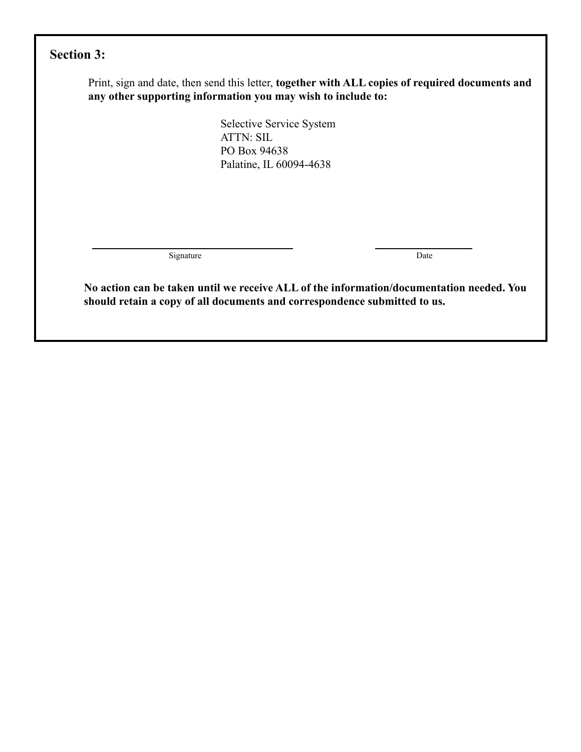## Section 3:

Print, sign and date, then send this letter, **together with ALL copies of required documents and any other supporting information you may wish to include to:**

Selective Service System
ATTN: SIL
PO Box 94638
Palatine, IL 60094-4638

\_\_\_\_\_\_\_\_\_\_\_\_\_\_\_\_\_\_\_\_\_\_\_\_\_\_\_\_\_\_\_\_\_\_\_\_\_\_\_\_ Signature

\_\_\_\_\_\_\_\_\_\_\_\_\_\_\_\_\_\_\_\_ Date

**No action can be taken until we receive ALL of the information/documentation needed. You should retain a copy of all documents and correspondence submitted to us.**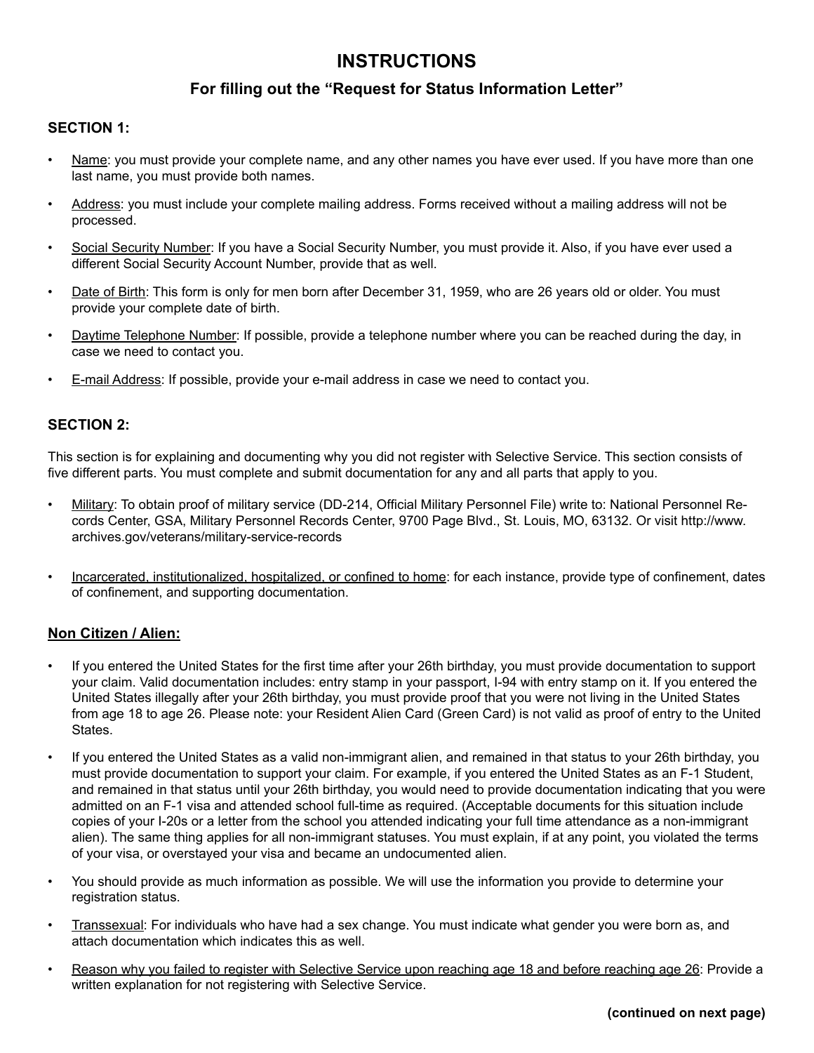# INSTRUCTIONS

## For filling out the "Request for Status Information Letter"

### SECTION 1:

- Name: you must provide your complete name, and any other names you have ever used. If you have more than one last name, you must provide both names.
- Address: you must include your complete mailing address. Forms received without a mailing address will not be processed.
- Social Security Number: If you have a Social Security Number, you must provide it. Also, if you have ever used a different Social Security Account Number, provide that as well.
- Date of Birth: This form is only for men born after December 31, 1959, who are 26 years old or older. You must provide your complete date of birth.
- Daytime Telephone Number: If possible, provide a telephone number where you can be reached during the day, in case we need to contact you.
- E-mail Address: If possible, provide your e-mail address in case we need to contact you.

### SECTION 2:

This section is for explaining and documenting why you did not register with Selective Service. This section consists of five different parts. You must complete and submit documentation for any and all parts that apply to you.

- Military: To obtain proof of military service (DD-214, Official Military Personnel File) write to: National Personnel Records Center, GSA, Military Personnel Records Center, 9700 Page Blvd., St. Louis, MO, 63132. Or visit http://www.archives.gov/veterans/military-service-records
- Incarcerated, institutionalized, hospitalized, or confined to home: for each instance, provide type of confinement, dates of confinement, and supporting documentation.

### Non Citizen / Alien:

- If you entered the United States for the first time after your 26th birthday, you must provide documentation to support your claim. Valid documentation includes: entry stamp in your passport, I-94 with entry stamp on it. If you entered the United States illegally after your 26th birthday, you must provide proof that you were not living in the United States from age 18 to age 26. Please note: your Resident Alien Card (Green Card) is not valid as proof of entry to the United States.
- If you entered the United States as a valid non-immigrant alien, and remained in that status to your 26th birthday, you must provide documentation to support your claim. For example, if you entered the United States as an F-1 Student, and remained in that status until your 26th birthday, you would need to provide documentation indicating that you were admitted on an F-1 visa and attended school full-time as required. (Acceptable documents for this situation include copies of your I-20s or a letter from the school you attended indicating your full time attendance as a non-immigrant alien). The same thing applies for all non-immigrant statuses. You must explain, if at any point, you violated the terms of your visa, or overstayed your visa and became an undocumented alien.
- You should provide as much information as possible. We will use the information you provide to determine your registration status.
- Transsexual: For individuals who have had a sex change. You must indicate what gender you were born as, and attach documentation which indicates this as well.
- Reason why you failed to register with Selective Service upon reaching age 18 and before reaching age 26: Provide a written explanation for not registering with Selective Service.

**(continued on next page)**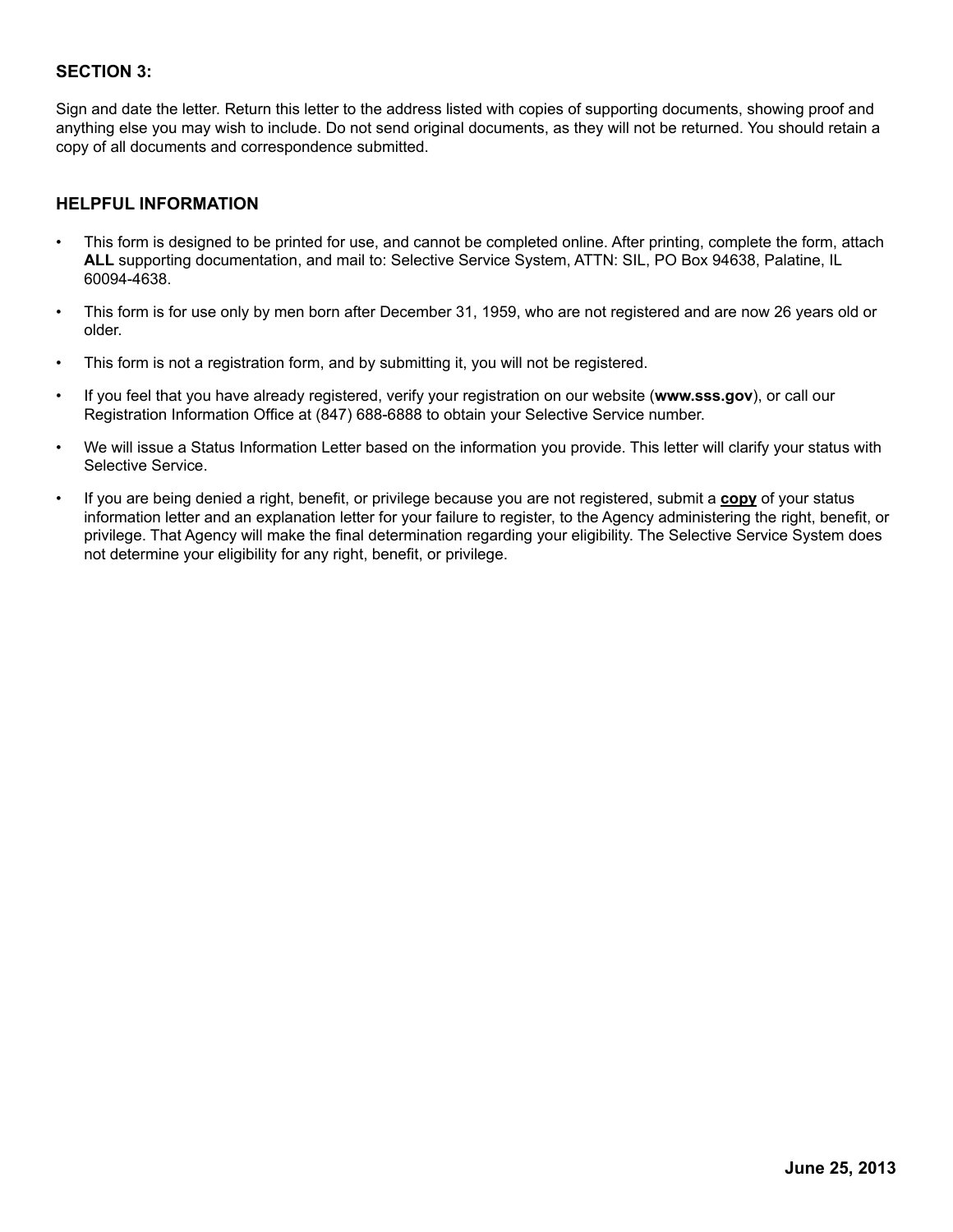### SECTION 3:

Sign and date the letter. Return this letter to the address listed with copies of supporting documents, showing proof and anything else you may wish to include. Do not send original documents, as they will not be returned. You should retain a copy of all documents and correspondence submitted.

### HELPFUL INFORMATION

- This form is designed to be printed for use, and cannot be completed online. After printing, complete the form, attach **ALL** supporting documentation, and mail to: Selective Service System, ATTN: SIL, PO Box 94638, Palatine, IL 60094-4638.
- This form is for use only by men born after December 31, 1959, who are not registered and are now 26 years old or older.
- This form is not a registration form, and by submitting it, you will not be registered.
- If you feel that you have already registered, verify your registration on our website (**www.sss.gov**), or call our Registration Information Office at (847) 688-6888 to obtain your Selective Service number.
- We will issue a Status Information Letter based on the information you provide. This letter will clarify your status with Selective Service.
- If you are being denied a right, benefit, or privilege because you are not registered, submit a **copy** of your status information letter and an explanation letter for your failure to register, to the Agency administering the right, benefit, or privilege. That Agency will make the final determination regarding your eligibility. The Selective Service System does not determine your eligibility for any right, benefit, or privilege.

**June 25, 2013**